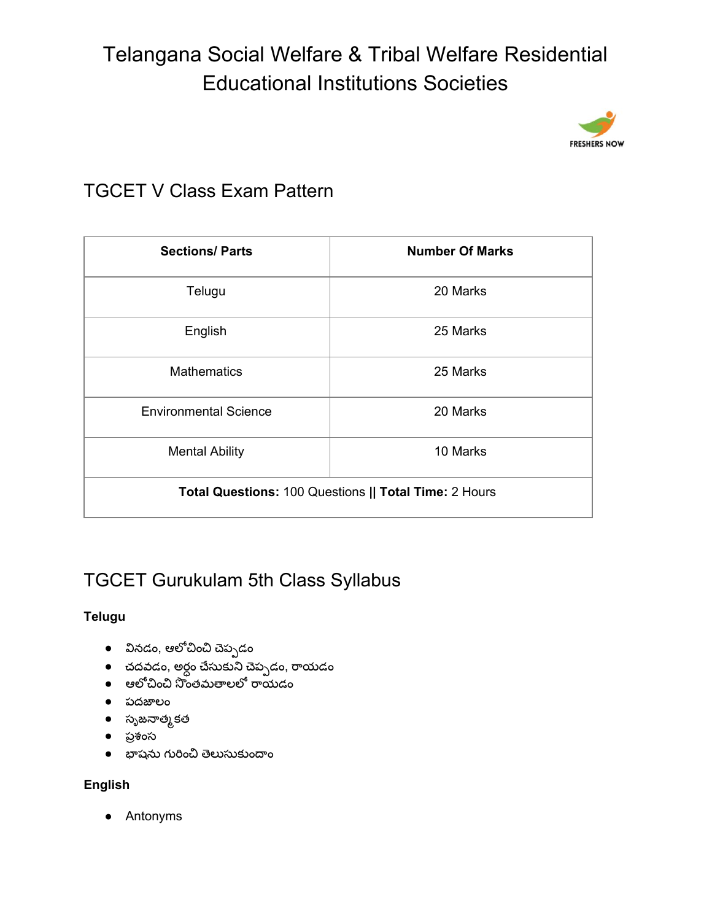# Telangana Social Welfare & Tribal Welfare Residential Educational Institutions Societies

## TGCET V Class Exam Pattern

| Sections/ Parts | Number Of Marks |
|---|---|
| Telugu | 20 Marks |
| English | 25 Marks |
| Mathematics | 25 Marks |
| Environmental Science | 20 Marks |
| Mental Ability | 10 Marks |
| **Total Questions:** 100 Questions \|\| **Total Time:** 2 Hours | |

## TGCET Gurukulam 5th Class Syllabus

**Telugu**

- వినడం, ఆలోచించి చెప్పడం
- చదవడం, అర్థం చేసుకుని చెప్పడం, రాయడం
- ఆలోచించి సొంతమతాలలో రాయడం
- పదజాలం
- సృజనాత్మకత
- ప్రశంస
- భాషను గురించి తెలుసుకుందాం

**English**

- Antonyms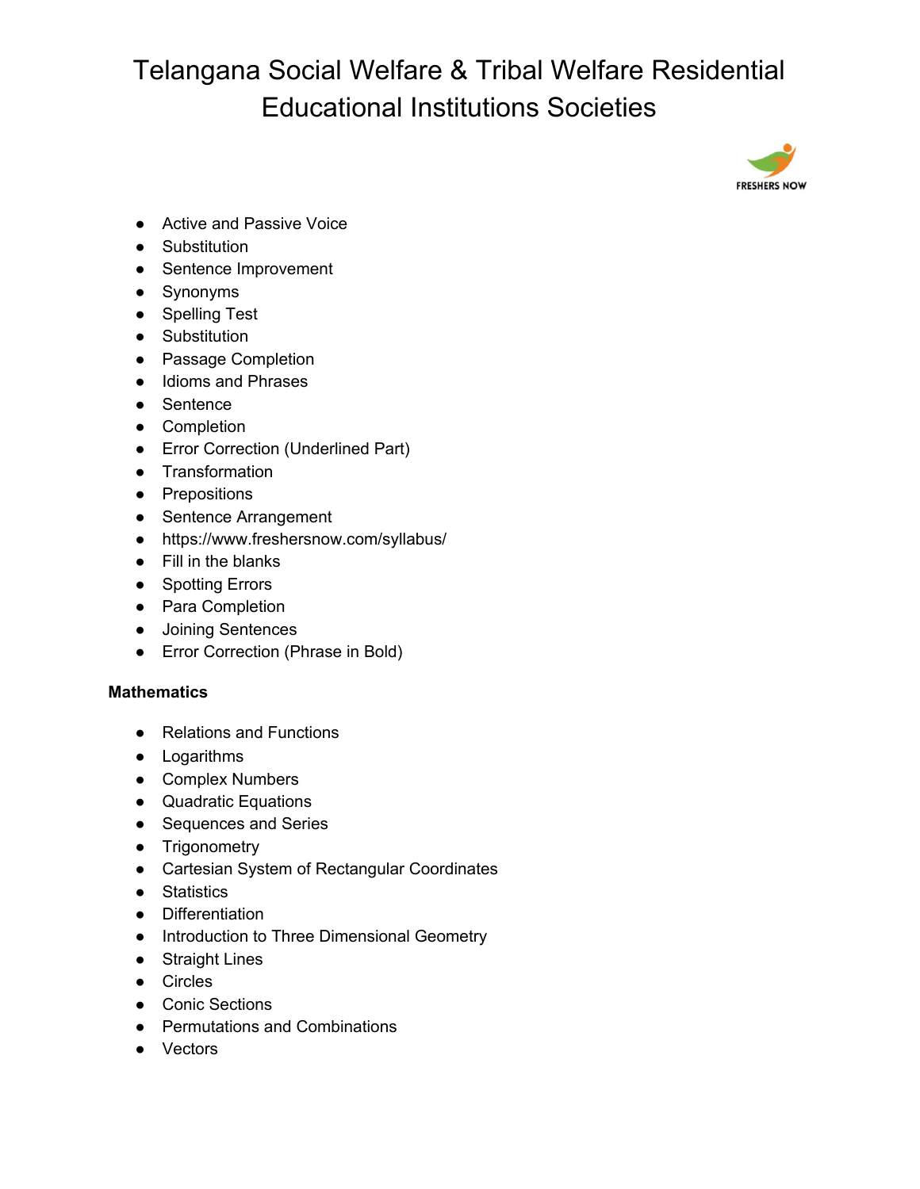- Active and Passive Voice
- Substitution
- Sentence Improvement
- Synonyms
- Spelling Test
- Substitution
- Passage Completion
- Idioms and Phrases
- Sentence
- Completion
- Error Correction (Underlined Part)
- Transformation
- Prepositions
- Sentence Arrangement
- https://www.freshersnow.com/syllabus/
- Fill in the blanks
- Spotting Errors
- Para Completion
- Joining Sentences
- Error Correction (Phrase in Bold)

**Mathematics**

- Relations and Functions
- Logarithms
- Complex Numbers
- Quadratic Equations
- Sequences and Series
- Trigonometry
- Cartesian System of Rectangular Coordinates
- Statistics
- Differentiation
- Introduction to Three Dimensional Geometry
- Straight Lines
- Circles
- Conic Sections
- Permutations and Combinations
- Vectors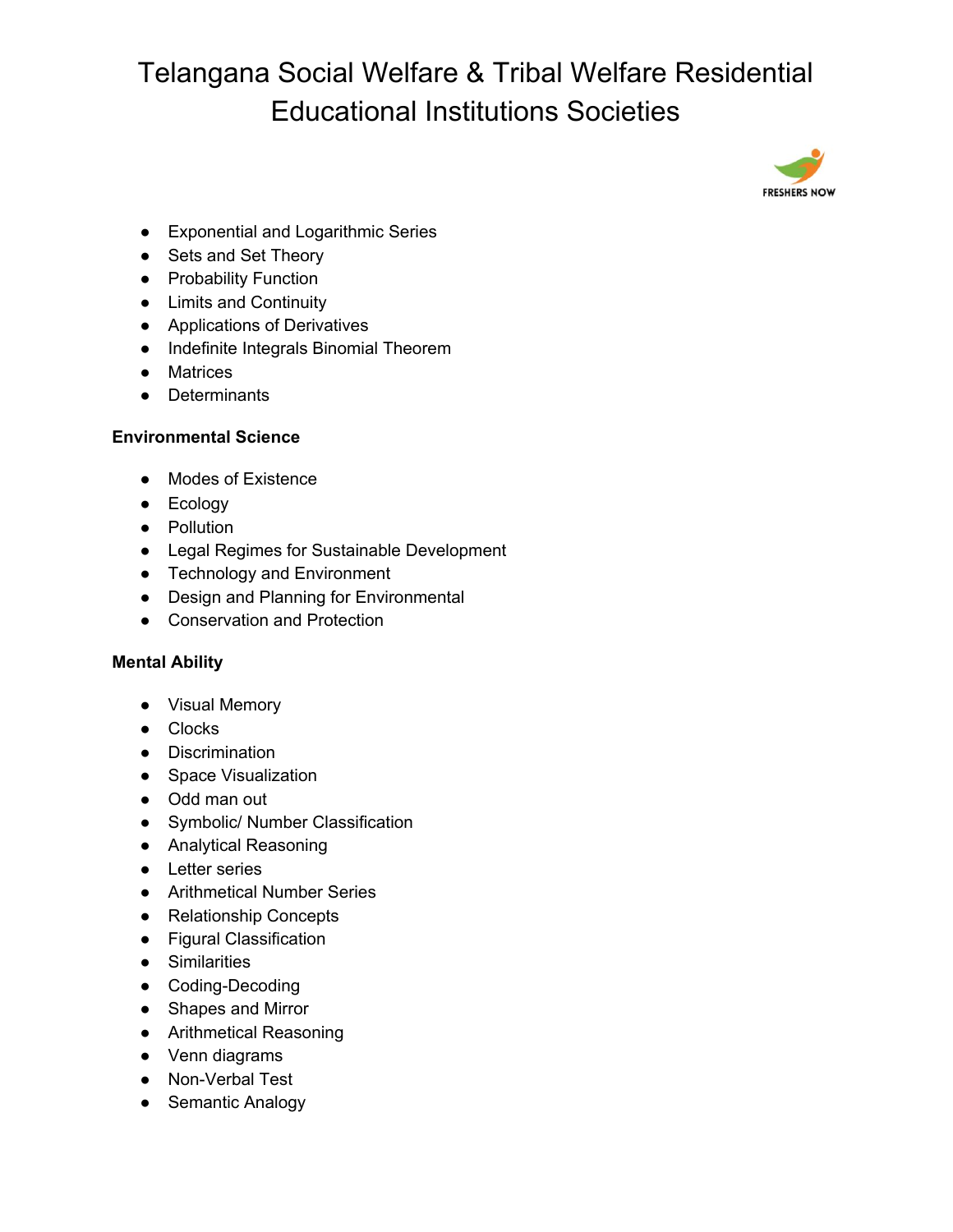- Exponential and Logarithmic Series
- Sets and Set Theory
- Probability Function
- Limits and Continuity
- Applications of Derivatives
- Indefinite Integrals Binomial Theorem
- Matrices
- Determinants

**Environmental Science**

- Modes of Existence
- Ecology
- Pollution
- Legal Regimes for Sustainable Development
- Technology and Environment
- Design and Planning for Environmental
- Conservation and Protection

**Mental Ability**

- Visual Memory
- Clocks
- Discrimination
- Space Visualization
- Odd man out
- Symbolic/ Number Classification
- Analytical Reasoning
- Letter series
- Arithmetical Number Series
- Relationship Concepts
- Figural Classification
- Similarities
- Coding-Decoding
- Shapes and Mirror
- Arithmetical Reasoning
- Venn diagrams
- Non-Verbal Test
- Semantic Analogy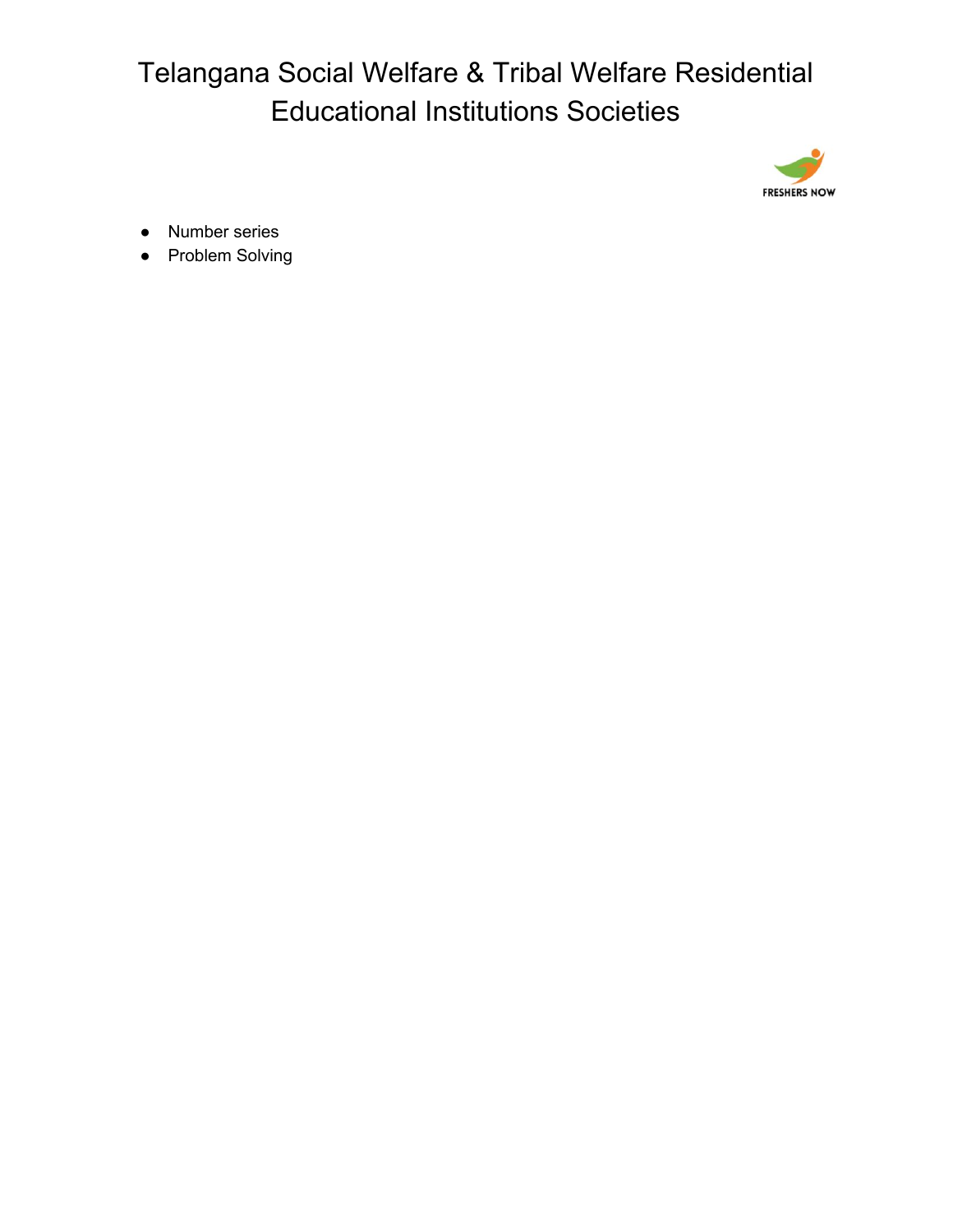- Number series
- Problem Solving